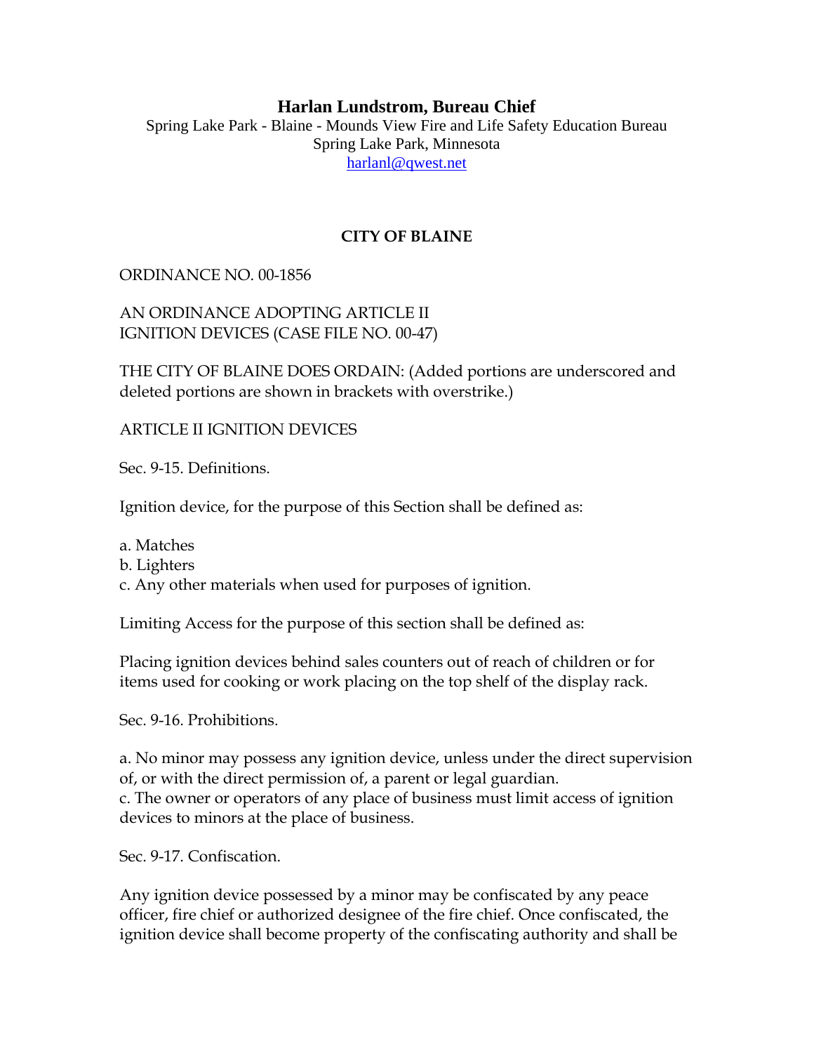**Harlan Lundstrom, Bureau Chief**
Spring Lake Park - Blaine - Mounds View Fire and Life Safety Education Bureau
Spring Lake Park, Minnesota
harlanl@qwest.net

**CITY OF BLAINE**

ORDINANCE NO. 00-1856

AN ORDINANCE ADOPTING ARTICLE II
IGNITION DEVICES (CASE FILE NO. 00-47)

THE CITY OF BLAINE DOES ORDAIN: (Added portions are underscored and deleted portions are shown in brackets with overstrike.)

ARTICLE II IGNITION DEVICES

Sec. 9-15. Definitions.

Ignition device, for the purpose of this Section shall be defined as:

a. Matches
b. Lighters
c. Any other materials when used for purposes of ignition.

Limiting Access for the purpose of this section shall be defined as:

Placing ignition devices behind sales counters out of reach of children or for items used for cooking or work placing on the top shelf of the display rack.

Sec. 9-16. Prohibitions.

a. No minor may possess any ignition device, unless under the direct supervision of, or with the direct permission of, a parent or legal guardian.
c. The owner or operators of any place of business must limit access of ignition devices to minors at the place of business.

Sec. 9-17. Confiscation.

Any ignition device possessed by a minor may be confiscated by any peace officer, fire chief or authorized designee of the fire chief. Once confiscated, the ignition device shall become property of the confiscating authority and shall be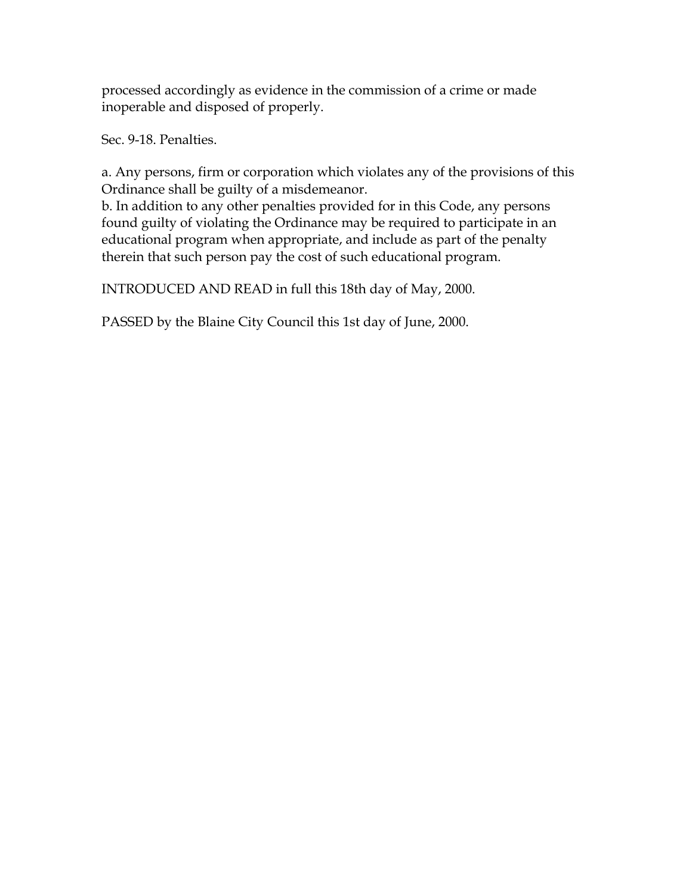processed accordingly as evidence in the commission of a crime or made inoperable and disposed of properly.

Sec. 9-18. Penalties.

a. Any persons, firm or corporation which violates any of the provisions of this Ordinance shall be guilty of a misdemeanor.
b. In addition to any other penalties provided for in this Code, any persons found guilty of violating the Ordinance may be required to participate in an educational program when appropriate, and include as part of the penalty therein that such person pay the cost of such educational program.

INTRODUCED AND READ in full this 18th day of May, 2000.

PASSED by the Blaine City Council this 1st day of June, 2000.